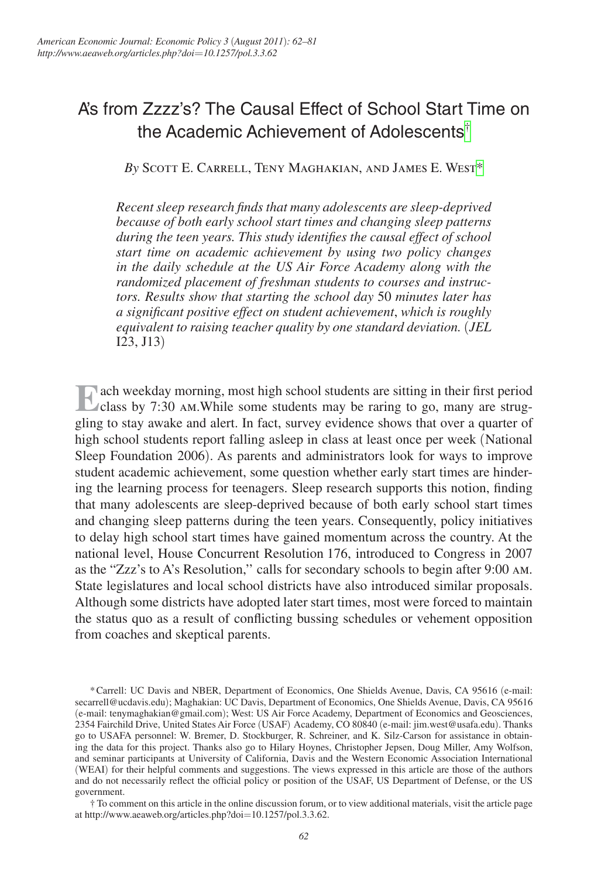# A's from Zzzz's? The Causal Effect of School Start Time on the Academic Achievement of Adolescents[†]

*By* Scott E. Carrell, Teny Maghakian, and James E. West[*]

*Recent sleep research finds that many adolescents are sleep-deprived because of both early school start times and changing sleep patterns during the teen years. This study identifies the causal effect of school start time on academic achievement by using two policy changes in the daily schedule at the US Air Force Academy along with the randomized placement of freshman students to courses and instructors. Results show that starting the school day* 50 *minutes later has a significant positive effect on student achievement, which is roughly equivalent to raising teacher quality by one standard deviation.* (*JEL* I23, J13)

Each weekday morning, most high school students are sitting in their first period class by 7:30 AM.While some students may be raring to go, many are struggling to stay awake and alert. In fact, survey evidence shows that over a quarter of high school students report falling asleep in class at least once per week (National Sleep Foundation 2006). As parents and administrators look for ways to improve student academic achievement, some question whether early start times are hindering the learning process for teenagers. Sleep research supports this notion, finding that many adolescents are sleep-deprived because of both early school start times and changing sleep patterns during the teen years. Consequently, policy initiatives to delay high school start times have gained momentum across the country. At the national level, House Concurrent Resolution 176, introduced to Congress in 2007 as the "Zzz's to A's Resolution," calls for secondary schools to begin after 9:00 AM. State legislatures and local school districts have also introduced similar proposals. Although some districts have adopted later start times, most were forced to maintain the status quo as a result of conflicting bussing schedules or vehement opposition from coaches and skeptical parents.

---

[*] Carrell: UC Davis and NBER, Department of Economics, One Shields Avenue, Davis, CA 95616 (e-mail: secarrell@ucdavis.edu); Maghakian: UC Davis, Department of Economics, One Shields Avenue, Davis, CA 95616 (e-mail: tenymaghakian@gmail.com); West: US Air Force Academy, Department of Economics and Geosciences, 2354 Fairchild Drive, United States Air Force (USAF) Academy, CO 80840 (e-mail: jim.west@usafa.edu). Thanks go to USAFA personnel: W. Bremer, D. Stockburger, R. Schreiner, and K. Silz-Carson for assistance in obtaining the data for this project. Thanks also go to Hilary Hoynes, Christopher Jepsen, Doug Miller, Amy Wolfson, and seminar participants at University of California, Davis and the Western Economic Association International (WEAI) for their helpful comments and suggestions. The views expressed in this article are those of the authors and do not necessarily reflect the official policy or position of the USAF, US Department of Defense, or the US government.

[†] To comment on this article in the online discussion forum, or to view additional materials, visit the article page at http://www.aeaweb.org/articles.php?doi=10.1257/pol.3.3.62.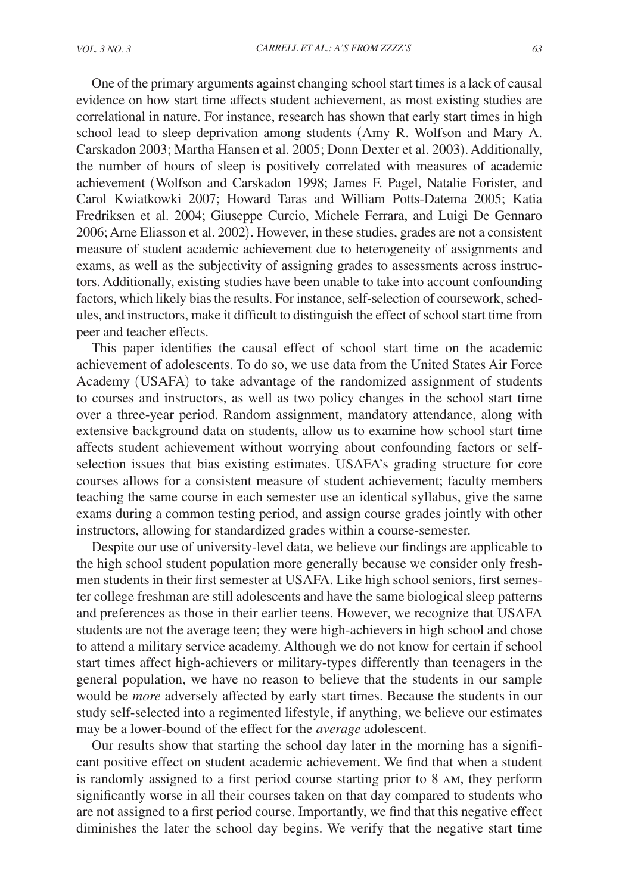One of the primary arguments against changing school start times is a lack of causal evidence on how start time affects student achievement, as most existing studies are correlational in nature. For instance, research has shown that early start times in high school lead to sleep deprivation among students (Amy R. Wolfson and Mary A. Carskadon 2003; Martha Hansen et al. 2005; Donn Dexter et al. 2003). Additionally, the number of hours of sleep is positively correlated with measures of academic achievement (Wolfson and Carskadon 1998; James F. Pagel, Natalie Forister, and Carol Kwiatkowki 2007; Howard Taras and William Potts-Datema 2005; Katia Fredriksen et al. 2004; Giuseppe Curcio, Michele Ferrara, and Luigi De Gennaro 2006; Arne Eliasson et al. 2002). However, in these studies, grades are not a consistent measure of student academic achievement due to heterogeneity of assignments and exams, as well as the subjectivity of assigning grades to assessments across instructors. Additionally, existing studies have been unable to take into account confounding factors, which likely bias the results. For instance, self-selection of coursework, schedules, and instructors, make it difficult to distinguish the effect of school start time from peer and teacher effects.

This paper identifies the causal effect of school start time on the academic achievement of adolescents. To do so, we use data from the United States Air Force Academy (USAFA) to take advantage of the randomized assignment of students to courses and instructors, as well as two policy changes in the school start time over a three-year period. Random assignment, mandatory attendance, along with extensive background data on students, allow us to examine how school start time affects student achievement without worrying about confounding factors or self-selection issues that bias existing estimates. USAFA's grading structure for core courses allows for a consistent measure of student achievement; faculty members teaching the same course in each semester use an identical syllabus, give the same exams during a common testing period, and assign course grades jointly with other instructors, allowing for standardized grades within a course-semester.

Despite our use of university-level data, we believe our findings are applicable to the high school student population more generally because we consider only freshmen students in their first semester at USAFA. Like high school seniors, first semester college freshman are still adolescents and have the same biological sleep patterns and preferences as those in their earlier teens. However, we recognize that USAFA students are not the average teen; they were high-achievers in high school and chose to attend a military service academy. Although we do not know for certain if school start times affect high-achievers or military-types differently than teenagers in the general population, we have no reason to believe that the students in our sample would be *more* adversely affected by early start times. Because the students in our study self-selected into a regimented lifestyle, if anything, we believe our estimates may be a lower-bound of the effect for the *average* adolescent.

Our results show that starting the school day later in the morning has a significant positive effect on student academic achievement. We find that when a student is randomly assigned to a first period course starting prior to 8 AM, they perform significantly worse in all their courses taken on that day compared to students who are not assigned to a first period course. Importantly, we find that this negative effect diminishes the later the school day begins. We verify that the negative start time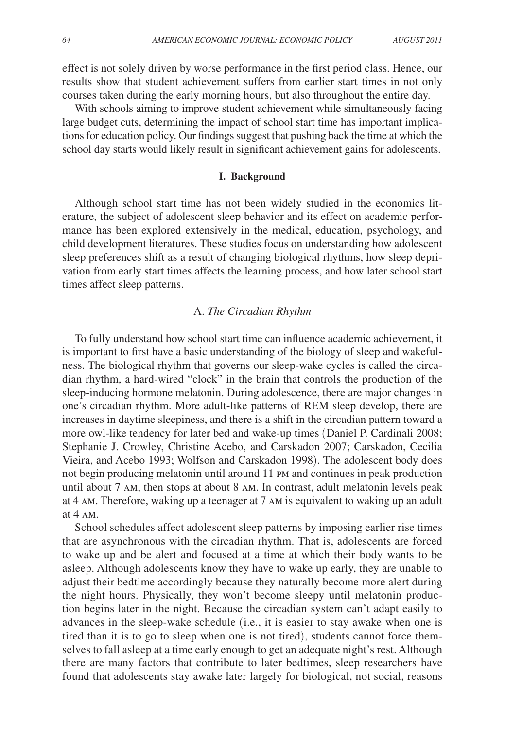effect is not solely driven by worse performance in the first period class. Hence, our results show that student achievement suffers from earlier start times in not only courses taken during the early morning hours, but also throughout the entire day.

With schools aiming to improve student achievement while simultaneously facing large budget cuts, determining the impact of school start time has important implications for education policy. Our findings suggest that pushing back the time at which the school day starts would likely result in significant achievement gains for adolescents.

## I. Background

Although school start time has not been widely studied in the economics literature, the subject of adolescent sleep behavior and its effect on academic performance has been explored extensively in the medical, education, psychology, and child development literatures. These studies focus on understanding how adolescent sleep preferences shift as a result of changing biological rhythms, how sleep deprivation from early start times affects the learning process, and how later school start times affect sleep patterns.

### A. *The Circadian Rhythm*

To fully understand how school start time can influence academic achievement, it is important to first have a basic understanding of the biology of sleep and wakefulness. The biological rhythm that governs our sleep-wake cycles is called the circadian rhythm, a hard-wired "clock" in the brain that controls the production of the sleep-inducing hormone melatonin. During adolescence, there are major changes in one's circadian rhythm. More adult-like patterns of REM sleep develop, there are increases in daytime sleepiness, and there is a shift in the circadian pattern toward a more owl-like tendency for later bed and wake-up times (Daniel P. Cardinali 2008; Stephanie J. Crowley, Christine Acebo, and Carskadon 2007; Carskadon, Cecilia Vieira, and Acebo 1993; Wolfson and Carskadon 1998). The adolescent body does not begin producing melatonin until around 11 PM and continues in peak production until about 7 AM, then stops at about 8 AM. In contrast, adult melatonin levels peak at 4 AM. Therefore, waking up a teenager at 7 AM is equivalent to waking up an adult at 4 AM.

School schedules affect adolescent sleep patterns by imposing earlier rise times that are asynchronous with the circadian rhythm. That is, adolescents are forced to wake up and be alert and focused at a time at which their body wants to be asleep. Although adolescents know they have to wake up early, they are unable to adjust their bedtime accordingly because they naturally become more alert during the night hours. Physically, they won't become sleepy until melatonin production begins later in the night. Because the circadian system can't adapt easily to advances in the sleep-wake schedule (i.e., it is easier to stay awake when one is tired than it is to go to sleep when one is not tired), students cannot force themselves to fall asleep at a time early enough to get an adequate night's rest. Although there are many factors that contribute to later bedtimes, sleep researchers have found that adolescents stay awake later largely for biological, not social, reasons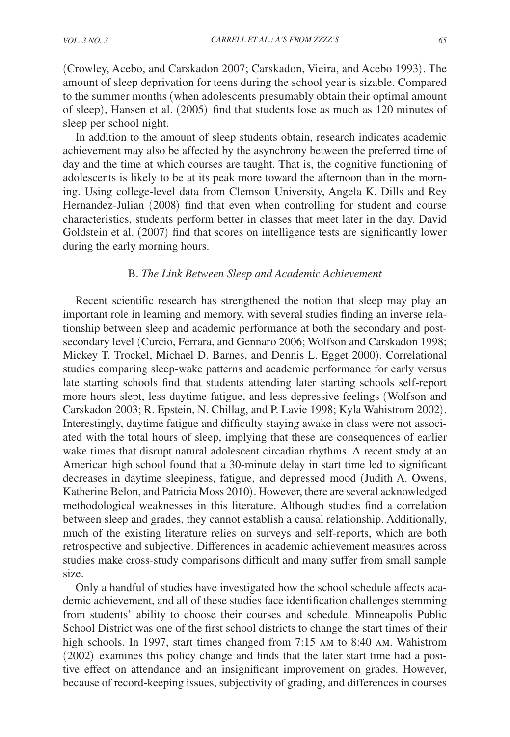(Crowley, Acebo, and Carskadon 2007; Carskadon, Vieira, and Acebo 1993). The amount of sleep deprivation for teens during the school year is sizable. Compared to the summer months (when adolescents presumably obtain their optimal amount of sleep), Hansen et al. (2005) find that students lose as much as 120 minutes of sleep per school night.

In addition to the amount of sleep students obtain, research indicates academic achievement may also be affected by the asynchrony between the preferred time of day and the time at which courses are taught. That is, the cognitive functioning of adolescents is likely to be at its peak more toward the afternoon than in the morning. Using college-level data from Clemson University, Angela K. Dills and Rey Hernandez-Julian (2008) find that even when controlling for student and course characteristics, students perform better in classes that meet later in the day. David Goldstein et al. (2007) find that scores on intelligence tests are significantly lower during the early morning hours.

### B. *The Link Between Sleep and Academic Achievement*

Recent scientific research has strengthened the notion that sleep may play an important role in learning and memory, with several studies finding an inverse relationship between sleep and academic performance at both the secondary and post-secondary level (Curcio, Ferrara, and Gennaro 2006; Wolfson and Carskadon 1998; Mickey T. Trockel, Michael D. Barnes, and Dennis L. Egget 2000). Correlational studies comparing sleep-wake patterns and academic performance for early versus late starting schools find that students attending later starting schools self-report more hours slept, less daytime fatigue, and less depressive feelings (Wolfson and Carskadon 2003; R. Epstein, N. Chillag, and P. Lavie 1998; Kyla Wahistrom 2002). Interestingly, daytime fatigue and difficulty staying awake in class were not associated with the total hours of sleep, implying that these are consequences of earlier wake times that disrupt natural adolescent circadian rhythms. A recent study at an American high school found that a 30-minute delay in start time led to significant decreases in daytime sleepiness, fatigue, and depressed mood (Judith A. Owens, Katherine Belon, and Patricia Moss 2010). However, there are several acknowledged methodological weaknesses in this literature. Although studies find a correlation between sleep and grades, they cannot establish a causal relationship. Additionally, much of the existing literature relies on surveys and self-reports, which are both retrospective and subjective. Differences in academic achievement measures across studies make cross-study comparisons difficult and many suffer from small sample size.

Only a handful of studies have investigated how the school schedule affects academic achievement, and all of these studies face identification challenges stemming from students' ability to choose their courses and schedule. Minneapolis Public School District was one of the first school districts to change the start times of their high schools. In 1997, start times changed from 7:15 AM to 8:40 AM. Wahistrom (2002) examines this policy change and finds that the later start time had a positive effect on attendance and an insignificant improvement on grades. However, because of record-keeping issues, subjectivity of grading, and differences in courses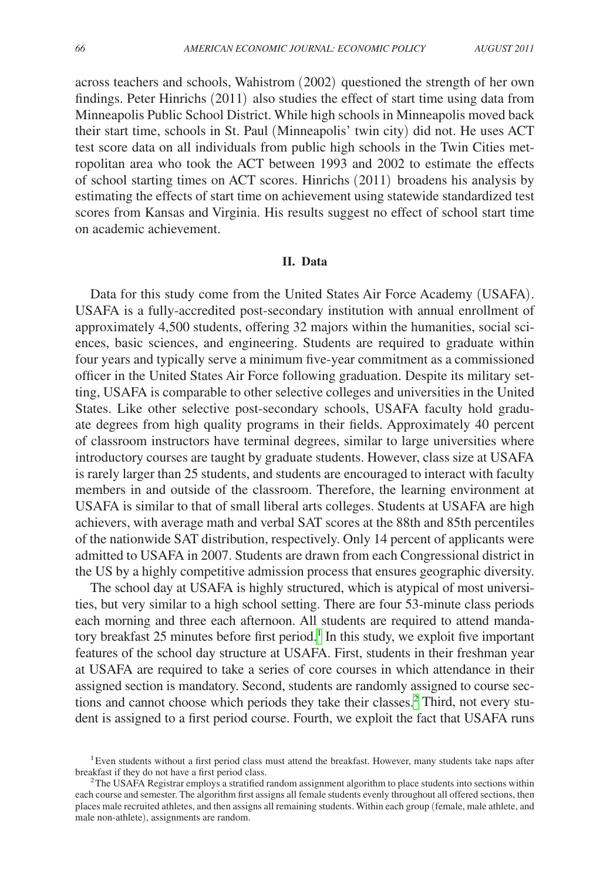across teachers and schools, Wahistrom (2002) questioned the strength of her own findings. Peter Hinrichs (2011) also studies the effect of start time using data from Minneapolis Public School District. While high schools in Minneapolis moved back their start time, schools in St. Paul (Minneapolis' twin city) did not. He uses ACT test score data on all individuals from public high schools in the Twin Cities metropolitan area who took the ACT between 1993 and 2002 to estimate the effects of school starting times on ACT scores. Hinrichs (2011) broadens his analysis by estimating the effects of start time on achievement using statewide standardized test scores from Kansas and Virginia. His results suggest no effect of school start time on academic achievement.

## II. Data

Data for this study come from the United States Air Force Academy (USAFA). USAFA is a fully-accredited post-secondary institution with annual enrollment of approximately 4,500 students, offering 32 majors within the humanities, social sciences, basic sciences, and engineering. Students are required to graduate within four years and typically serve a minimum five-year commitment as a commissioned officer in the United States Air Force following graduation. Despite its military setting, USAFA is comparable to other selective colleges and universities in the United States. Like other selective post-secondary schools, USAFA faculty hold graduate degrees from high quality programs in their fields. Approximately 40 percent of classroom instructors have terminal degrees, similar to large universities where introductory courses are taught by graduate students. However, class size at USAFA is rarely larger than 25 students, and students are encouraged to interact with faculty members in and outside of the classroom. Therefore, the learning environment at USAFA is similar to that of small liberal arts colleges. Students at USAFA are high achievers, with average math and verbal SAT scores at the 88th and 85th percentiles of the nationwide SAT distribution, respectively. Only 14 percent of applicants were admitted to USAFA in 2007. Students are drawn from each Congressional district in the US by a highly competitive admission process that ensures geographic diversity.

The school day at USAFA is highly structured, which is atypical of most universities, but very similar to a high school setting. There are four 53-minute class periods each morning and three each afternoon. All students are required to attend mandatory breakfast 25 minutes before first period.[1] In this study, we exploit five important features of the school day structure at USAFA. First, students in their freshman year at USAFA are required to take a series of core courses in which attendance in their assigned section is mandatory. Second, students are randomly assigned to course sections and cannot choose which periods they take their classes.[2] Third, not every student is assigned to a first period course. Fourth, we exploit the fact that USAFA runs

[1] Even students without a first period class must attend the breakfast. However, many students take naps after breakfast if they do not have a first period class.

[2] The USAFA Registrar employs a stratified random assignment algorithm to place students into sections within each course and semester. The algorithm first assigns all female students evenly throughout all offered sections, then places male recruited athletes, and then assigns all remaining students. Within each group (female, male athlete, and male non-athlete), assignments are random.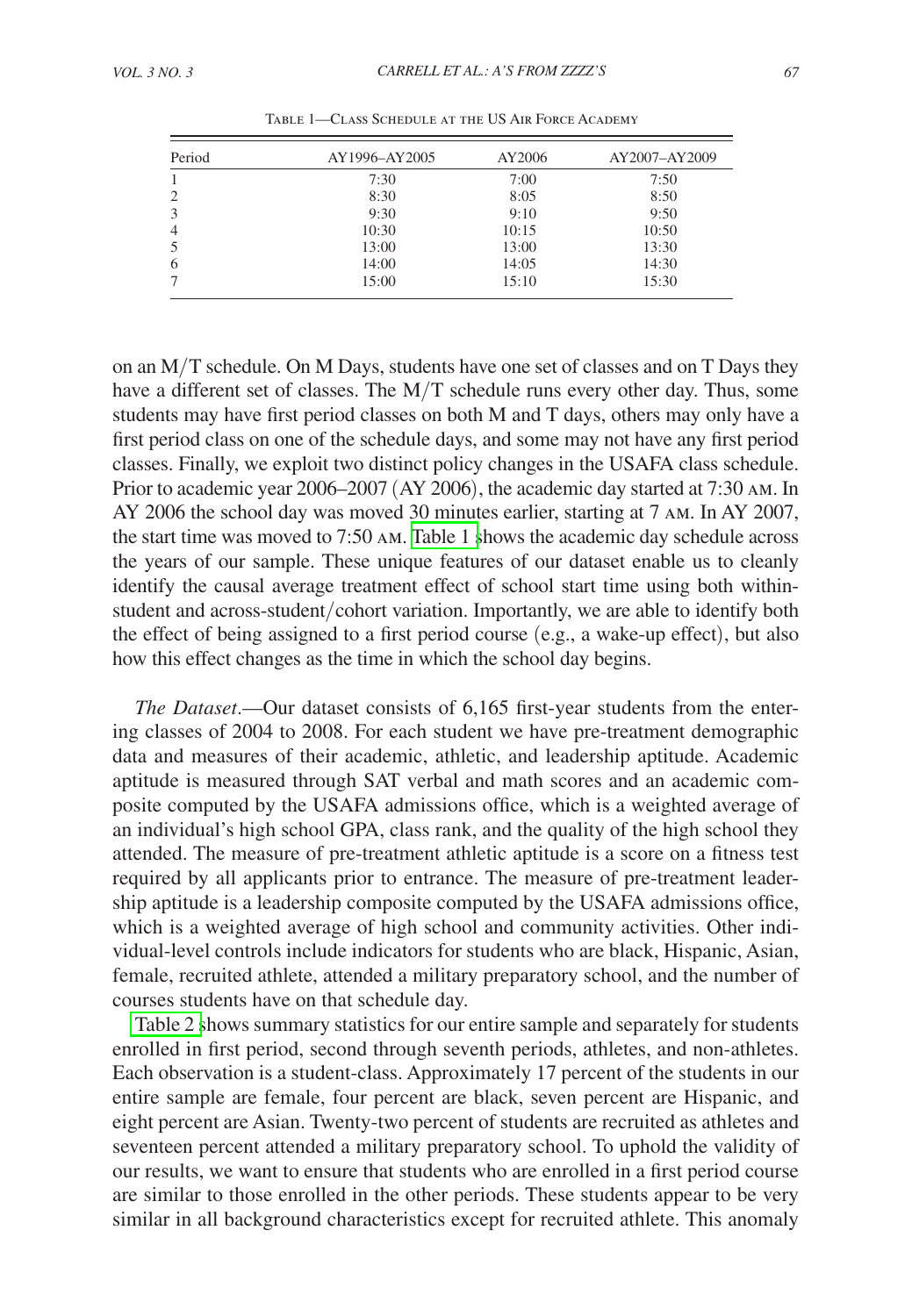Table 1—Class Schedule at the US Air Force Academy

| Period | AY1996–AY2005 | AY2006 | AY2007–AY2009 |
|---|---|---|---|
| 1 | 7:30 | 7:00 | 7:50 |
| 2 | 8:30 | 8:05 | 8:50 |
| 3 | 9:30 | 9:10 | 9:50 |
| 4 | 10:30 | 10:15 | 10:50 |
| 5 | 13:00 | 13:00 | 13:30 |
| 6 | 14:00 | 14:05 | 14:30 |
| 7 | 15:00 | 15:10 | 15:30 |

on an M/T schedule. On M Days, students have one set of classes and on T Days they have a different set of classes. The M/T schedule runs every other day. Thus, some students may have first period classes on both M and T days, others may only have a first period class on one of the schedule days, and some may not have any first period classes. Finally, we exploit two distinct policy changes in the USAFA class schedule. Prior to academic year 2006–2007 (AY 2006), the academic day started at 7:30 AM. In AY 2006 the school day was moved 30 minutes earlier, starting at 7 AM. In AY 2007, the start time was moved to 7:50 AM. Table 1 shows the academic day schedule across the years of our sample. These unique features of our dataset enable us to cleanly identify the causal average treatment effect of school start time using both within-student and across-student/cohort variation. Importantly, we are able to identify both the effect of being assigned to a first period course (e.g., a wake-up effect), but also how this effect changes as the time in which the school day begins.

*The Dataset*.—Our dataset consists of 6,165 first-year students from the entering classes of 2004 to 2008. For each student we have pre-treatment demographic data and measures of their academic, athletic, and leadership aptitude. Academic aptitude is measured through SAT verbal and math scores and an academic composite computed by the USAFA admissions office, which is a weighted average of an individual's high school GPA, class rank, and the quality of the high school they attended. The measure of pre-treatment athletic aptitude is a score on a fitness test required by all applicants prior to entrance. The measure of pre-treatment leadership aptitude is a leadership composite computed by the USAFA admissions office, which is a weighted average of high school and community activities. Other individual-level controls include indicators for students who are black, Hispanic, Asian, female, recruited athlete, attended a military preparatory school, and the number of courses students have on that schedule day.

Table 2 shows summary statistics for our entire sample and separately for students enrolled in first period, second through seventh periods, athletes, and non-athletes. Each observation is a student-class. Approximately 17 percent of the students in our entire sample are female, four percent are black, seven percent are Hispanic, and eight percent are Asian. Twenty-two percent of students are recruited as athletes and seventeen percent attended a military preparatory school. To uphold the validity of our results, we want to ensure that students who are enrolled in a first period course are similar to those enrolled in the other periods. These students appear to be very similar in all background characteristics except for recruited athlete. This anomaly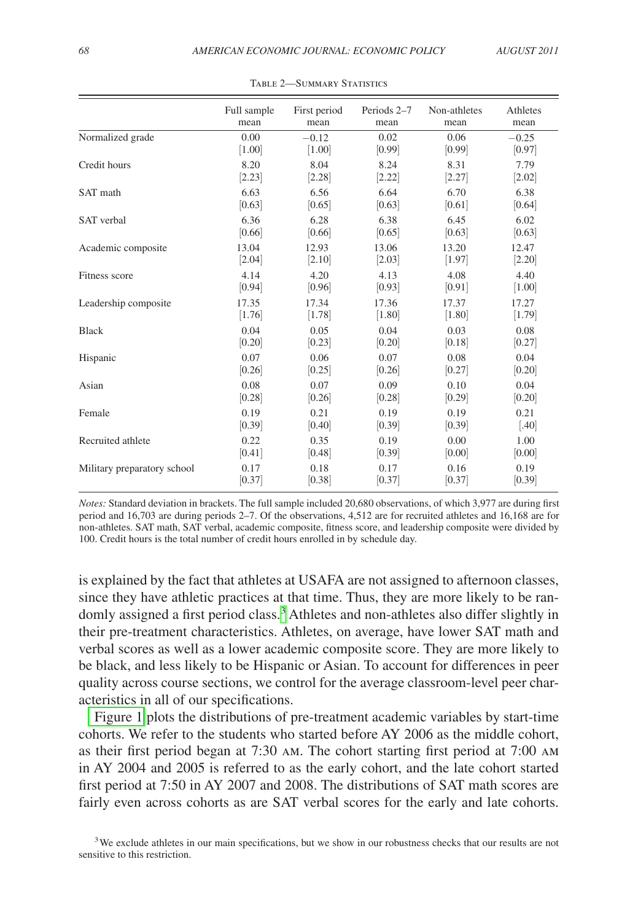Table 2—Summary Statistics

| | Full sample mean | First period mean | Periods 2–7 mean | Non-athletes mean | Athletes mean |
|---|---|---|---|---|---|
| Normalized grade | 0.00 | −0.12 | 0.02 | 0.06 | −0.25 |
| | [1.00] | [1.00] | [0.99] | [0.99] | [0.97] |
| Credit hours | 8.20 | 8.04 | 8.24 | 8.31 | 7.79 |
| | [2.23] | [2.28] | [2.22] | [2.27] | [2.02] |
| SAT math | 6.63 | 6.56 | 6.64 | 6.70 | 6.38 |
| | [0.63] | [0.65] | [0.63] | [0.61] | [0.64] |
| SAT verbal | 6.36 | 6.28 | 6.38 | 6.45 | 6.02 |
| | [0.66] | [0.66] | [0.65] | [0.63] | [0.63] |
| Academic composite | 13.04 | 12.93 | 13.06 | 13.20 | 12.47 |
| | [2.04] | [2.10] | [2.03] | [1.97] | [2.20] |
| Fitness score | 4.14 | 4.20 | 4.13 | 4.08 | 4.40 |
| | [0.94] | [0.96] | [0.93] | [0.91] | [1.00] |
| Leadership composite | 17.35 | 17.34 | 17.36 | 17.37 | 17.27 |
| | [1.76] | [1.78] | [1.80] | [1.80] | [1.79] |
| Black | 0.04 | 0.05 | 0.04 | 0.03 | 0.08 |
| | [0.20] | [0.23] | [0.20] | [0.18] | [0.27] |
| Hispanic | 0.07 | 0.06 | 0.07 | 0.08 | 0.04 |
| | [0.26] | [0.25] | [0.26] | [0.27] | [0.20] |
| Asian | 0.08 | 0.07 | 0.09 | 0.10 | 0.04 |
| | [0.28] | [0.26] | [0.28] | [0.29] | [0.20] |
| Female | 0.19 | 0.21 | 0.19 | 0.19 | 0.21 |
| | [0.39] | [0.40] | [0.39] | [0.39] | [.40] |
| Recruited athlete | 0.22 | 0.35 | 0.19 | 0.00 | 1.00 |
| | [0.41] | [0.48] | [0.39] | [0.00] | [0.00] |
| Military preparatory school | 0.17 | 0.18 | 0.17 | 0.16 | 0.19 |
| | [0.37] | [0.38] | [0.37] | [0.37] | [0.39] |

*Notes:* Standard deviation in brackets. The full sample included 20,680 observations, of which 3,977 are during first period and 16,703 are during periods 2–7. Of the observations, 4,512 are for recruited athletes and 16,168 are for non-athletes. SAT math, SAT verbal, academic composite, fitness score, and leadership composite were divided by 100. Credit hours is the total number of credit hours enrolled in by schedule day.

is explained by the fact that athletes at USAFA are not assigned to afternoon classes, since they have athletic practices at that time. Thus, they are more likely to be randomly assigned a first period class.[3] Athletes and non-athletes also differ slightly in their pre-treatment characteristics. Athletes, on average, have lower SAT math and verbal scores as well as a lower academic composite score. They are more likely to be black, and less likely to be Hispanic or Asian. To account for differences in peer quality across course sections, we control for the average classroom-level peer characteristics in all of our specifications.

Figure 1 plots the distributions of pre-treatment academic variables by start-time cohorts. We refer to the students who started before AY 2006 as the middle cohort, as their first period began at 7:30 am. The cohort starting first period at 7:00 am in AY 2004 and 2005 is referred to as the early cohort, and the late cohort started first period at 7:50 in AY 2007 and 2008. The distributions of SAT math scores are fairly even across cohorts as are SAT verbal scores for the early and late cohorts.

[3] We exclude athletes in our main specifications, but we show in our robustness checks that our results are not sensitive to this restriction.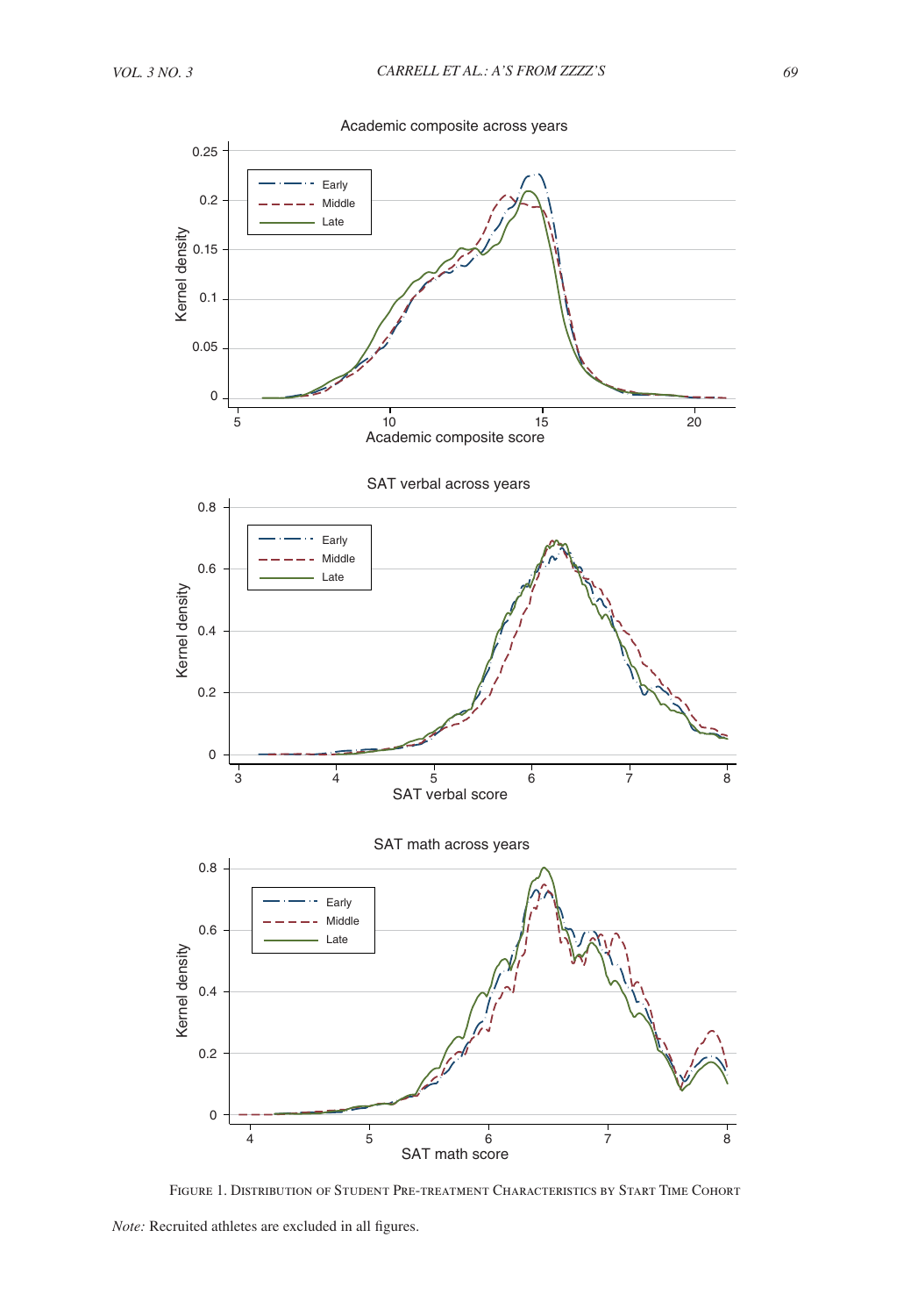FIGURE 1. DISTRIBUTION OF STUDENT PRE-TREATMENT CHARACTERISTICS BY START TIME COHORT

*Note:* Recruited athletes are excluded in all figures.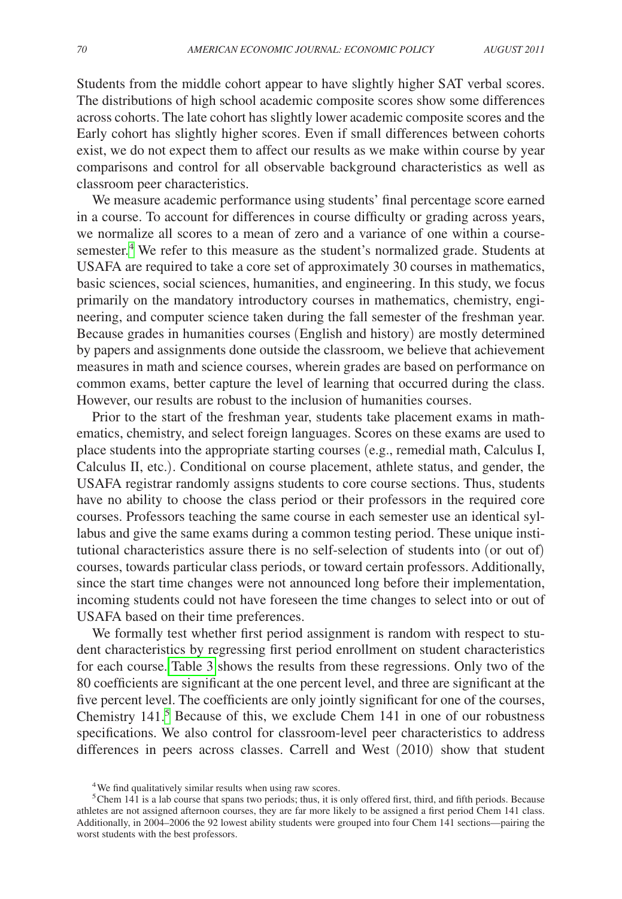Students from the middle cohort appear to have slightly higher SAT verbal scores. The distributions of high school academic composite scores show some differences across cohorts. The late cohort has slightly lower academic composite scores and the Early cohort has slightly higher scores. Even if small differences between cohorts exist, we do not expect them to affect our results as we make within course by year comparisons and control for all observable background characteristics as well as classroom peer characteristics.

We measure academic performance using students' final percentage score earned in a course. To account for differences in course difficulty or grading across years, we normalize all scores to a mean of zero and a variance of one within a course-semester.[4] We refer to this measure as the student's normalized grade. Students at USAFA are required to take a core set of approximately 30 courses in mathematics, basic sciences, social sciences, humanities, and engineering. In this study, we focus primarily on the mandatory introductory courses in mathematics, chemistry, engineering, and computer science taken during the fall semester of the freshman year. Because grades in humanities courses (English and history) are mostly determined by papers and assignments done outside the classroom, we believe that achievement measures in math and science courses, wherein grades are based on performance on common exams, better capture the level of learning that occurred during the class. However, our results are robust to the inclusion of humanities courses.

Prior to the start of the freshman year, students take placement exams in mathematics, chemistry, and select foreign languages. Scores on these exams are used to place students into the appropriate starting courses (e.g., remedial math, Calculus I, Calculus II, etc.). Conditional on course placement, athlete status, and gender, the USAFA registrar randomly assigns students to core course sections. Thus, students have no ability to choose the class period or their professors in the required core courses. Professors teaching the same course in each semester use an identical syllabus and give the same exams during a common testing period. These unique institutional characteristics assure there is no self-selection of students into (or out of) courses, towards particular class periods, or toward certain professors. Additionally, since the start time changes were not announced long before their implementation, incoming students could not have foreseen the time changes to select into or out of USAFA based on their time preferences.

We formally test whether first period assignment is random with respect to student characteristics by regressing first period enrollment on student characteristics for each course. Table 3 shows the results from these regressions. Only two of the 80 coefficients are significant at the one percent level, and three are significant at the five percent level. The coefficients are only jointly significant for one of the courses, Chemistry 141.[5] Because of this, we exclude Chem 141 in one of our robustness specifications. We also control for classroom-level peer characteristics to address differences in peers across classes. Carrell and West (2010) show that student

[4] We find qualitatively similar results when using raw scores.

[5] Chem 141 is a lab course that spans two periods; thus, it is only offered first, third, and fifth periods. Because athletes are not assigned afternoon courses, they are far more likely to be assigned a first period Chem 141 class. Additionally, in 2004–2006 the 92 lowest ability students were grouped into four Chem 141 sections—pairing the worst students with the best professors.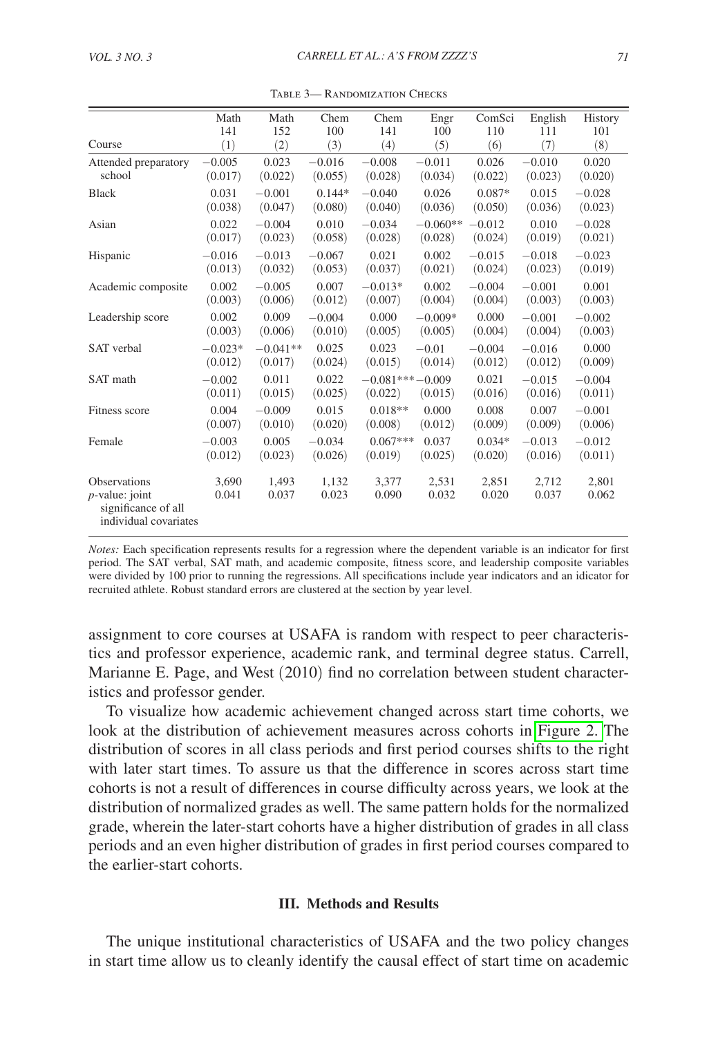Table 3— Randomization Checks

| Course | Math 141 (1) | Math 152 (2) | Chem 100 (3) | Chem 141 (4) | Engr 100 (5) | ComSci 110 (6) | English 111 (7) | History 101 (8) |
|---|---|---|---|---|---|---|---|---|
| Attended preparatory school | −0.005 | 0.023 | −0.016 | −0.008 | −0.011 | 0.026 | −0.010 | 0.020 |
| | (0.017) | (0.022) | (0.055) | (0.028) | (0.034) | (0.022) | (0.023) | (0.020) |
| Black | 0.031 | −0.001 | 0.144* | −0.040 | 0.026 | 0.087* | 0.015 | −0.028 |
| | (0.038) | (0.047) | (0.080) | (0.040) | (0.036) | (0.050) | (0.036) | (0.023) |
| Asian | 0.022 | −0.004 | 0.010 | −0.034 | −0.060** | −0.012 | 0.010 | −0.028 |
| | (0.017) | (0.023) | (0.058) | (0.028) | (0.028) | (0.024) | (0.019) | (0.021) |
| Hispanic | −0.016 | −0.013 | −0.067 | 0.021 | 0.002 | −0.015 | −0.018 | −0.023 |
| | (0.013) | (0.032) | (0.053) | (0.037) | (0.021) | (0.024) | (0.023) | (0.019) |
| Academic composite | 0.002 | −0.005 | 0.007 | −0.013* | 0.002 | −0.004 | −0.001 | 0.001 |
| | (0.003) | (0.006) | (0.012) | (0.007) | (0.004) | (0.004) | (0.003) | (0.003) |
| Leadership score | 0.002 | 0.009 | −0.004 | 0.000 | −0.009* | 0.000 | −0.001 | −0.002 |
| | (0.003) | (0.006) | (0.010) | (0.005) | (0.005) | (0.004) | (0.004) | (0.003) |
| SAT verbal | −0.023* | −0.041** | 0.025 | 0.023 | −0.01 | −0.004 | −0.016 | 0.000 |
| | (0.012) | (0.017) | (0.024) | (0.015) | (0.014) | (0.012) | (0.012) | (0.009) |
| SAT math | −0.002 | 0.011 | 0.022 | −0.081*** | −0.009 | 0.021 | −0.015 | −0.004 |
| | (0.011) | (0.015) | (0.025) | (0.022) | (0.015) | (0.016) | (0.016) | (0.011) |
| Fitness score | 0.004 | −0.009 | 0.015 | 0.018** | 0.000 | 0.008 | 0.007 | −0.001 |
| | (0.007) | (0.010) | (0.020) | (0.008) | (0.012) | (0.009) | (0.009) | (0.006) |
| Female | −0.003 | 0.005 | −0.034 | 0.067*** | 0.037 | 0.034* | −0.013 | −0.012 |
| | (0.012) | (0.023) | (0.026) | (0.019) | (0.025) | (0.020) | (0.016) | (0.011) |
| Observations | 3,690 | 1,493 | 1,132 | 3,377 | 2,531 | 2,851 | 2,712 | 2,801 |
| *p*-value: joint significance of all individual covariates | 0.041 | 0.037 | 0.023 | 0.090 | 0.032 | 0.020 | 0.037 | 0.062 |

*Notes:* Each specification represents results for a regression where the dependent variable is an indicator for first period. The SAT verbal, SAT math, and academic composite, fitness score, and leadership composite variables were divided by 100 prior to running the regressions. All specifications include year indicators and an idicator for recruited athlete. Robust standard errors are clustered at the section by year level.

assignment to core courses at USAFA is random with respect to peer characteristics and professor experience, academic rank, and terminal degree status. Carrell, Marianne E. Page, and West (2010) find no correlation between student characteristics and professor gender.

To visualize how academic achievement changed across start time cohorts, we look at the distribution of achievement measures across cohorts in Figure 2. The distribution of scores in all class periods and first period courses shifts to the right with later start times. To assure us that the difference in scores across start time cohorts is not a result of differences in course difficulty across years, we look at the distribution of normalized grades as well. The same pattern holds for the normalized grade, wherein the later-start cohorts have a higher distribution of grades in all class periods and an even higher distribution of grades in first period courses compared to the earlier-start cohorts.

## III. Methods and Results

The unique institutional characteristics of USAFA and the two policy changes in start time allow us to cleanly identify the causal effect of start time on academic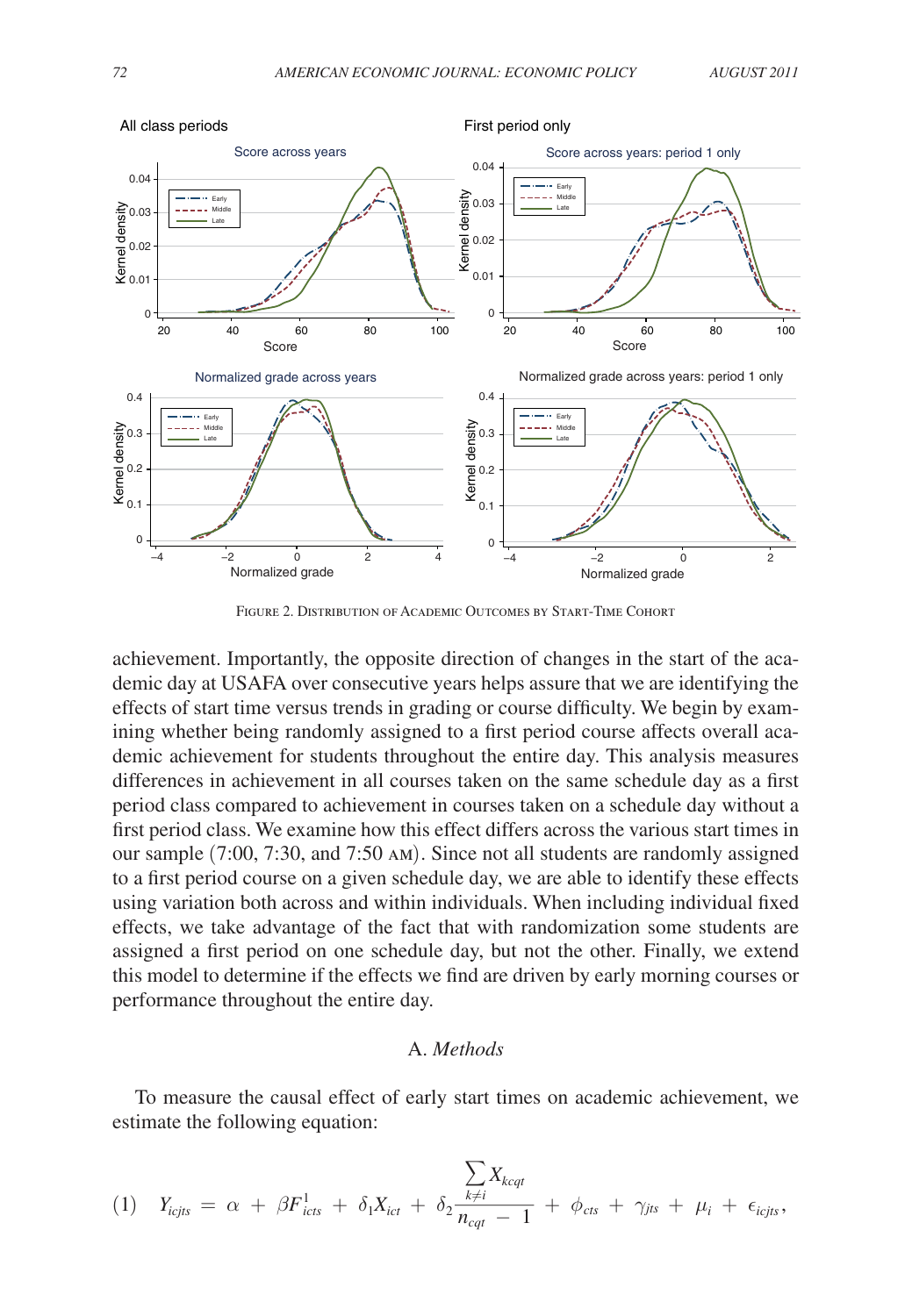FIGURE 2. DISTRIBUTION OF ACADEMIC OUTCOMES BY START-TIME COHORT

achievement. Importantly, the opposite direction of changes in the start of the academic day at USAFA over consecutive years helps assure that we are identifying the effects of start time versus trends in grading or course difficulty. We begin by examining whether being randomly assigned to a first period course affects overall academic achievement for students throughout the entire day. This analysis measures differences in achievement in all courses taken on the same schedule day as a first period class compared to achievement in courses taken on a schedule day without a first period class. We examine how this effect differs across the various start times in our sample (7:00, 7:30, and 7:50 AM). Since not all students are randomly assigned to a first period course on a given schedule day, we are able to identify these effects using variation both across and within individuals. When including individual fixed effects, we take advantage of the fact that with randomization some students are assigned a first period on one schedule day, but not the other. Finally, we extend this model to determine if the effects we find are driven by early morning courses or performance throughout the entire day.

## A. *Methods*

To measure the causal effect of early start times on academic achievement, we estimate the following equation:

$$(1) \quad Y_{icjts} = \alpha + \beta F^{1}_{icts} + \delta_1 X_{ict} + \delta_2 \frac{\sum_{k \neq i} X_{kcqt}}{n_{cqt} - 1} + \phi_{cts} + \gamma_{jts} + \mu_i + \epsilon_{icjts},$$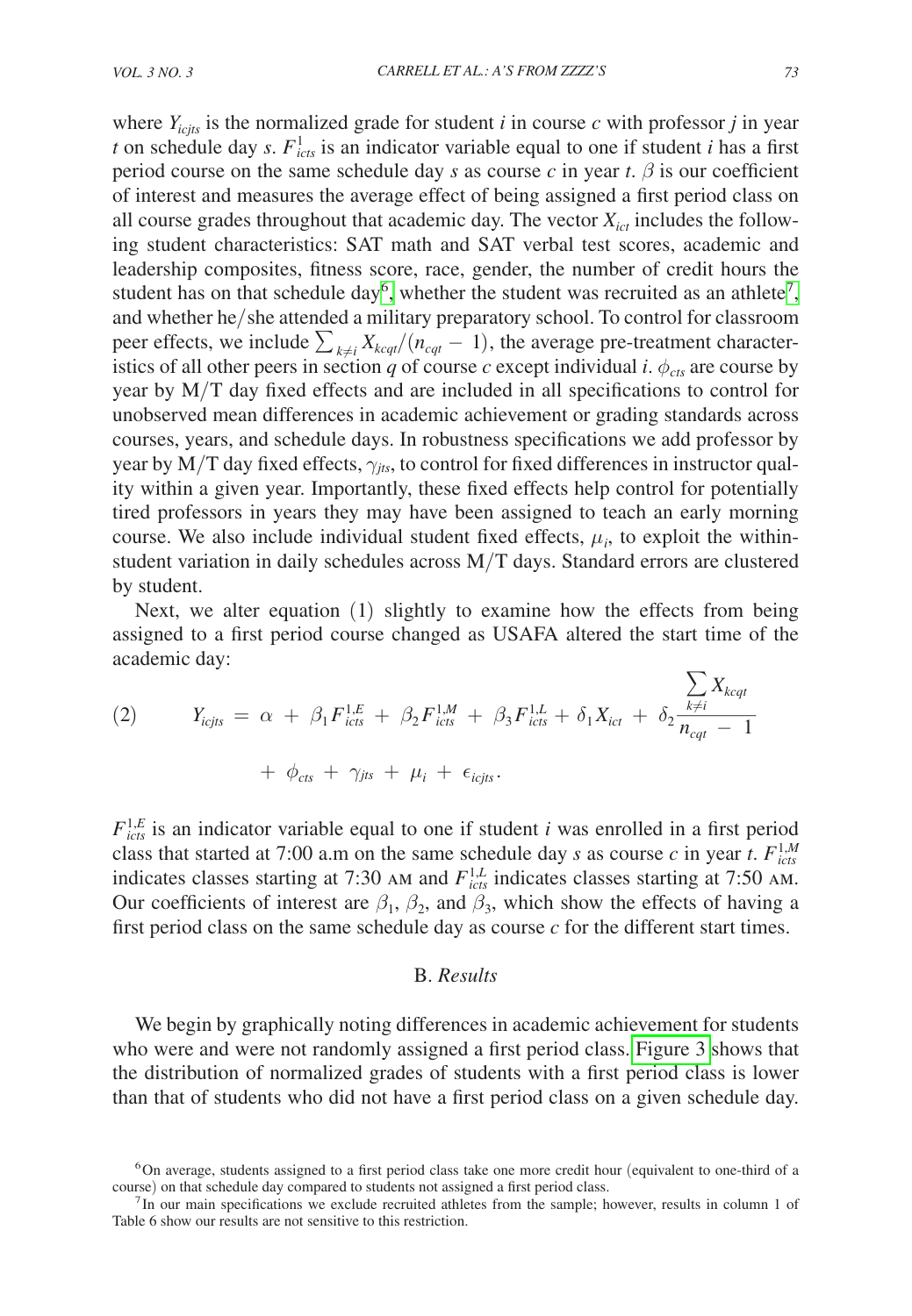where $Y_{icjts}$ is the normalized grade for student $i$ in course $c$ with professor $j$ in year $t$ on schedule day $s$. $F^1_{icts}$ is an indicator variable equal to one if student $i$ has a first period course on the same schedule day $s$ as course $c$ in year $t$. $\beta$ is our coefficient of interest and measures the average effect of being assigned a first period class on all course grades throughout that academic day. The vector $X_{ict}$ includes the following student characteristics: SAT math and SAT verbal test scores, academic and leadership composites, fitness score, race, gender, the number of credit hours the student has on that schedule day[6], whether the student was recruited as an athlete[7], and whether he/she attended a military preparatory school. To control for classroom peer effects, we include $\sum_{k \neq i} X_{kcqt}/(n_{cqt} - 1)$, the average pre-treatment characteristics of all other peers in section $q$ of course $c$ except individual $i$. $\phi_{cts}$ are course by year by M/T day fixed effects and are included in all specifications to control for unobserved mean differences in academic achievement or grading standards across courses, years, and schedule days. In robustness specifications we add professor by year by M/T day fixed effects, $\gamma_{jts}$, to control for fixed differences in instructor quality within a given year. Importantly, these fixed effects help control for potentially tired professors in years they may have been assigned to teach an early morning course. We also include individual student fixed effects, $\mu_i$, to exploit the within-student variation in daily schedules across M/T days. Standard errors are clustered by student.

Next, we alter equation (1) slightly to examine how the effects from being assigned to a first period course changed as USAFA altered the start time of the academic day:

$$(2) \qquad Y_{icjts} = \alpha + \beta_1 F^{1,E}_{icts} + \beta_2 F^{1,M}_{icts} + \beta_3 F^{1,L}_{icts} + \delta_1 X_{ict} + \delta_2 \frac{\sum_{k \neq i} X_{kcqt}}{n_{cqt} - 1} + \phi_{cts} + \gamma_{jts} + \mu_i + \epsilon_{icjts}.$$

$F^{1,E}_{icts}$ is an indicator variable equal to one if student $i$ was enrolled in a first period class that started at 7:00 a.m on the same schedule day $s$ as course $c$ in year $t$. $F^{1,M}_{icts}$ indicates classes starting at 7:30 AM and $F^{1,L}_{icts}$ indicates classes starting at 7:50 AM. Our coefficients of interest are $\beta_1$, $\beta_2$, and $\beta_3$, which show the effects of having a first period class on the same schedule day as course $c$ for the different start times.

## B. *Results*

We begin by graphically noting differences in academic achievement for students who were and were not randomly assigned a first period class. Figure 3 shows that the distribution of normalized grades of students with a first period class is lower than that of students who did not have a first period class on a given schedule day.

[6] On average, students assigned to a first period class take one more credit hour (equivalent to one-third of a course) on that schedule day compared to students not assigned a first period class.

[7] In our main specifications we exclude recruited athletes from the sample; however, results in column 1 of Table 6 show our results are not sensitive to this restriction.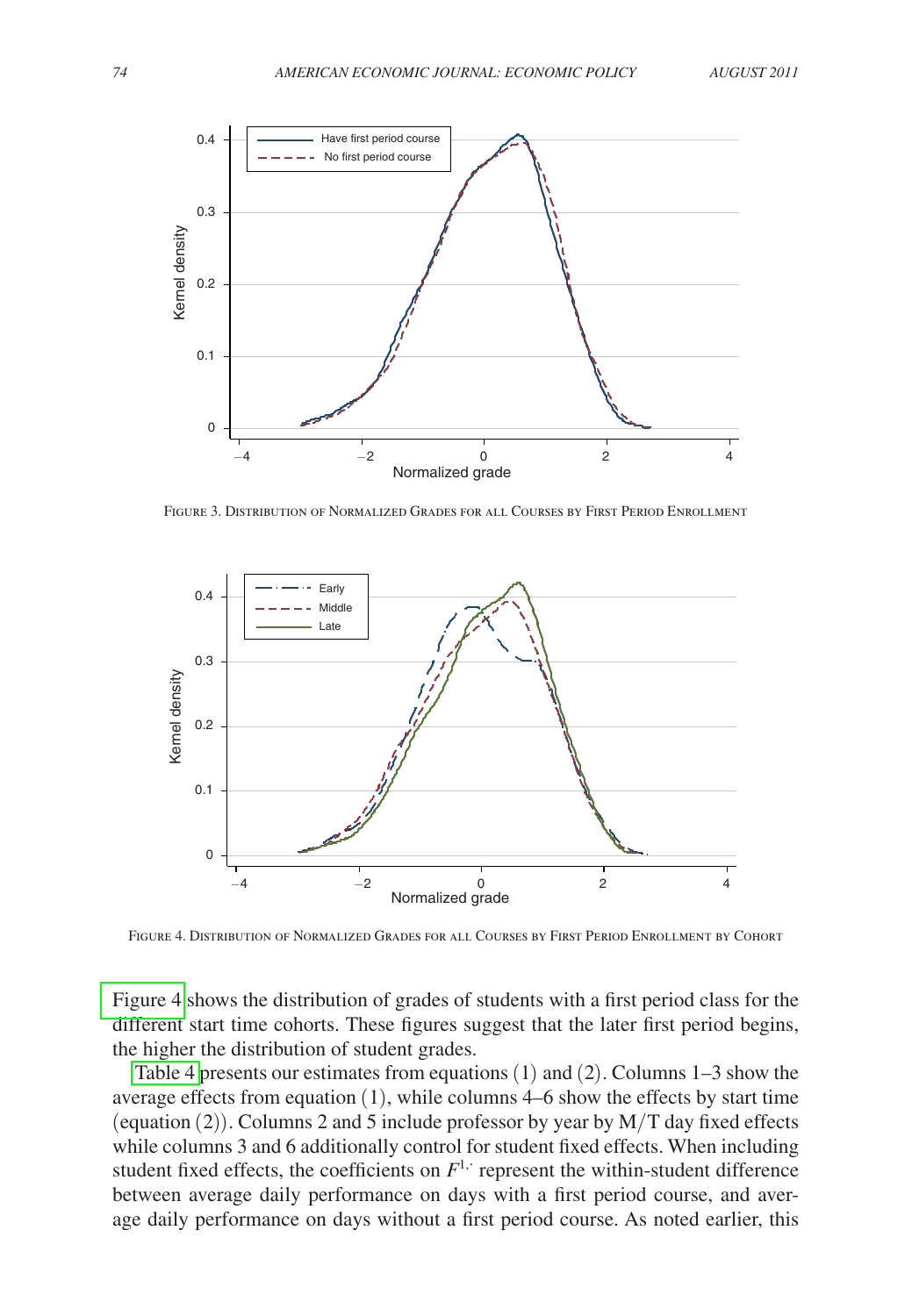FIGURE 3. DISTRIBUTION OF NORMALIZED GRADES FOR ALL COURSES BY FIRST PERIOD ENROLLMENT

FIGURE 4. DISTRIBUTION OF NORMALIZED GRADES FOR ALL COURSES BY FIRST PERIOD ENROLLMENT BY COHORT

Figure 4 shows the distribution of grades of students with a first period class for the different start time cohorts. These figures suggest that the later first period begins, the higher the distribution of student grades.

Table 4 presents our estimates from equations (1) and (2). Columns 1–3 show the average effects from equation (1), while columns 4–6 show the effects by start time (equation (2)). Columns 2 and 5 include professor by year by M/T day fixed effects while columns 3 and 6 additionally control for student fixed effects. When including student fixed effects, the coefficients on $F^{1,\cdot}$ represent the within-student difference between average daily performance on days with a first period course, and average daily performance on days without a first period course. As noted earlier, this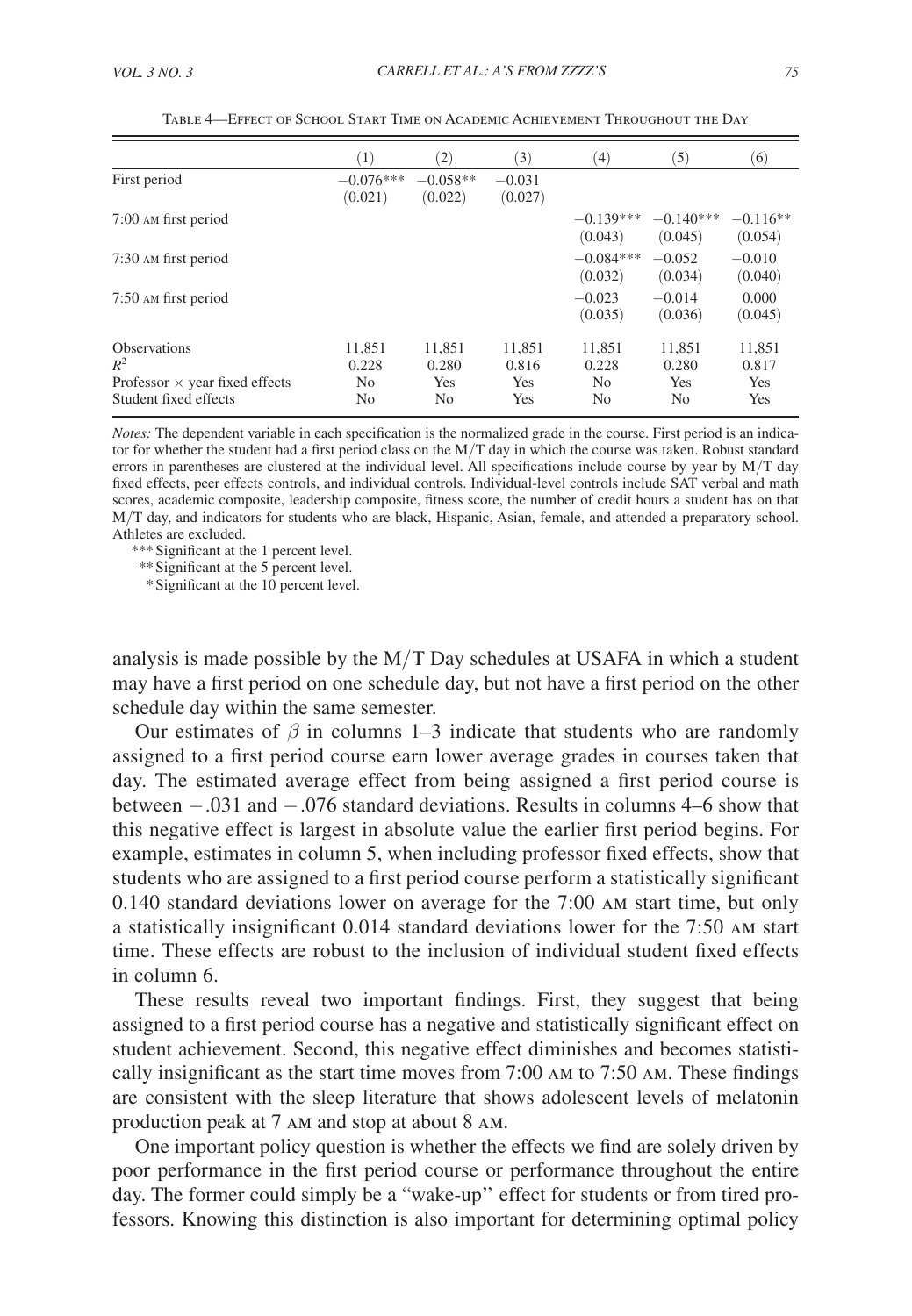Table 4—Effect of School Start Time on Academic Achievement Throughout the Day

| | (1) | (2) | (3) | (4) | (5) | (6) |
|---|---|---|---|---|---|---|
| First period | −0.076*** | −0.058** | −0.031 | | | |
| | (0.021) | (0.022) | (0.027) | | | |
| 7:00 AM first period | | | | −0.139*** | −0.140*** | −0.116** |
| | | | | (0.043) | (0.045) | (0.054) |
| 7:30 AM first period | | | | −0.084*** | −0.052 | −0.010 |
| | | | | (0.032) | (0.034) | (0.040) |
| 7:50 AM first period | | | | −0.023 | −0.014 | 0.000 |
| | | | | (0.035) | (0.036) | (0.045) |
| Observations | 11,851 | 11,851 | 11,851 | 11,851 | 11,851 | 11,851 |
| $R^2$ | 0.228 | 0.280 | 0.816 | 0.228 | 0.280 | 0.817 |
| Professor × year fixed effects | No | Yes | Yes | No | Yes | Yes |
| Student fixed effects | No | No | Yes | No | No | Yes |

*Notes:* The dependent variable in each specification is the normalized grade in the course. First period is an indicator for whether the student had a first period class on the M/T day in which the course was taken. Robust standard errors in parentheses are clustered at the individual level. All specifications include course by year by M/T day fixed effects, peer effects controls, and individual controls. Individual-level controls include SAT verbal and math scores, academic composite, leadership composite, fitness score, the number of credit hours a student has on that M/T day, and indicators for students who are black, Hispanic, Asian, female, and attended a preparatory school. Athletes are excluded.

*** Significant at the 1 percent level.
** Significant at the 5 percent level.
* Significant at the 10 percent level.

analysis is made possible by the M/T Day schedules at USAFA in which a student may have a first period on one schedule day, but not have a first period on the other schedule day within the same semester.

Our estimates of $\beta$ in columns 1–3 indicate that students who are randomly assigned to a first period course earn lower average grades in courses taken that day. The estimated average effect from being assigned a first period course is between $-.031$ and $-.076$ standard deviations. Results in columns 4–6 show that this negative effect is largest in absolute value the earlier first period begins. For example, estimates in column 5, when including professor fixed effects, show that students who are assigned to a first period course perform a statistically significant 0.140 standard deviations lower on average for the 7:00 AM start time, but only a statistically insignificant 0.014 standard deviations lower for the 7:50 AM start time. These effects are robust to the inclusion of individual student fixed effects in column 6.

These results reveal two important findings. First, they suggest that being assigned to a first period course has a negative and statistically significant effect on student achievement. Second, this negative effect diminishes and becomes statistically insignificant as the start time moves from 7:00 AM to 7:50 AM. These findings are consistent with the sleep literature that shows adolescent levels of melatonin production peak at 7 AM and stop at about 8 AM.

One important policy question is whether the effects we find are solely driven by poor performance in the first period course or performance throughout the entire day. The former could simply be a "wake-up" effect for students or from tired professors. Knowing this distinction is also important for determining optimal policy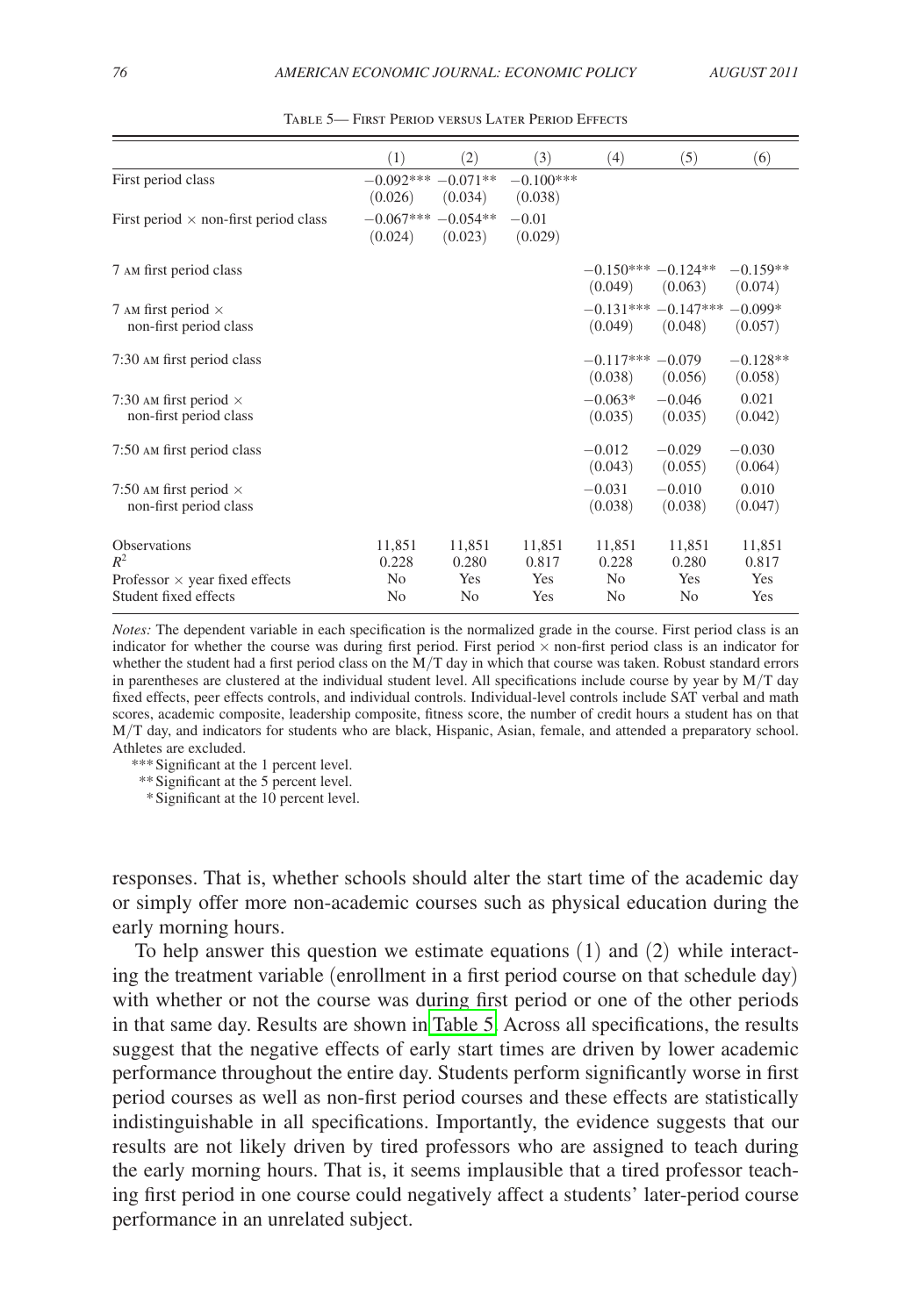Table 5— First Period versus Later Period Effects

| | (1) | (2) | (3) | (4) | (5) | (6) |
|---|---|---|---|---|---|---|
| First period class | −0.092*** | −0.071** | −0.100*** | | | |
| | (0.026) | (0.034) | (0.038) | | | |
| First period × non-first period class | −0.067*** | −0.054** | −0.01 | | | |
| | (0.024) | (0.023) | (0.029) | | | |
| 7 AM first period class | | | | −0.150*** | −0.124** | −0.159** |
| | | | | (0.049) | (0.063) | (0.074) |
| 7 AM first period × non-first period class | | | | −0.131*** | −0.147*** | −0.099* |
| | | | | (0.049) | (0.048) | (0.057) |
| 7:30 AM first period class | | | | −0.117*** | −0.079 | −0.128** |
| | | | | (0.038) | (0.056) | (0.058) |
| 7:30 AM first period × non-first period class | | | | −0.063* | −0.046 | 0.021 |
| | | | | (0.035) | (0.035) | (0.042) |
| 7:50 AM first period class | | | | −0.012 | −0.029 | −0.030 |
| | | | | (0.043) | (0.055) | (0.064) |
| 7:50 AM first period × non-first period class | | | | −0.031 | −0.010 | 0.010 |
| | | | | (0.038) | (0.038) | (0.047) |
| Observations | 11,851 | 11,851 | 11,851 | 11,851 | 11,851 | 11,851 |
| $R^2$ | 0.228 | 0.280 | 0.817 | 0.228 | 0.280 | 0.817 |
| Professor × year fixed effects | No | Yes | Yes | No | Yes | Yes |
| Student fixed effects | No | No | Yes | No | No | Yes |

*Notes:* The dependent variable in each specification is the normalized grade in the course. First period class is an indicator for whether the course was during first period. First period × non-first period class is an indicator for whether the student had a first period class on the M/T day in which that course was taken. Robust standard errors in parentheses are clustered at the individual student level. All specifications include course by year by M/T day fixed effects, peer effects controls, and individual controls. Individual-level controls include SAT verbal and math scores, academic composite, leadership composite, fitness score, the number of credit hours a student has on that M/T day, and indicators for students who are black, Hispanic, Asian, female, and attended a preparatory school. Athletes are excluded.

*** Significant at the 1 percent level.
** Significant at the 5 percent level.
* Significant at the 10 percent level.

responses. That is, whether schools should alter the start time of the academic day or simply offer more non-academic courses such as physical education during the early morning hours.

To help answer this question we estimate equations (1) and (2) while interacting the treatment variable (enrollment in a first period course on that schedule day) with whether or not the course was during first period or one of the other periods in that same day. Results are shown in Table 5. Across all specifications, the results suggest that the negative effects of early start times are driven by lower academic performance throughout the entire day. Students perform significantly worse in first period courses as well as non-first period courses and these effects are statistically indistinguishable in all specifications. Importantly, the evidence suggests that our results are not likely driven by tired professors who are assigned to teach during the early morning hours. That is, it seems implausible that a tired professor teaching first period in one course could negatively affect a students' later-period course performance in an unrelated subject.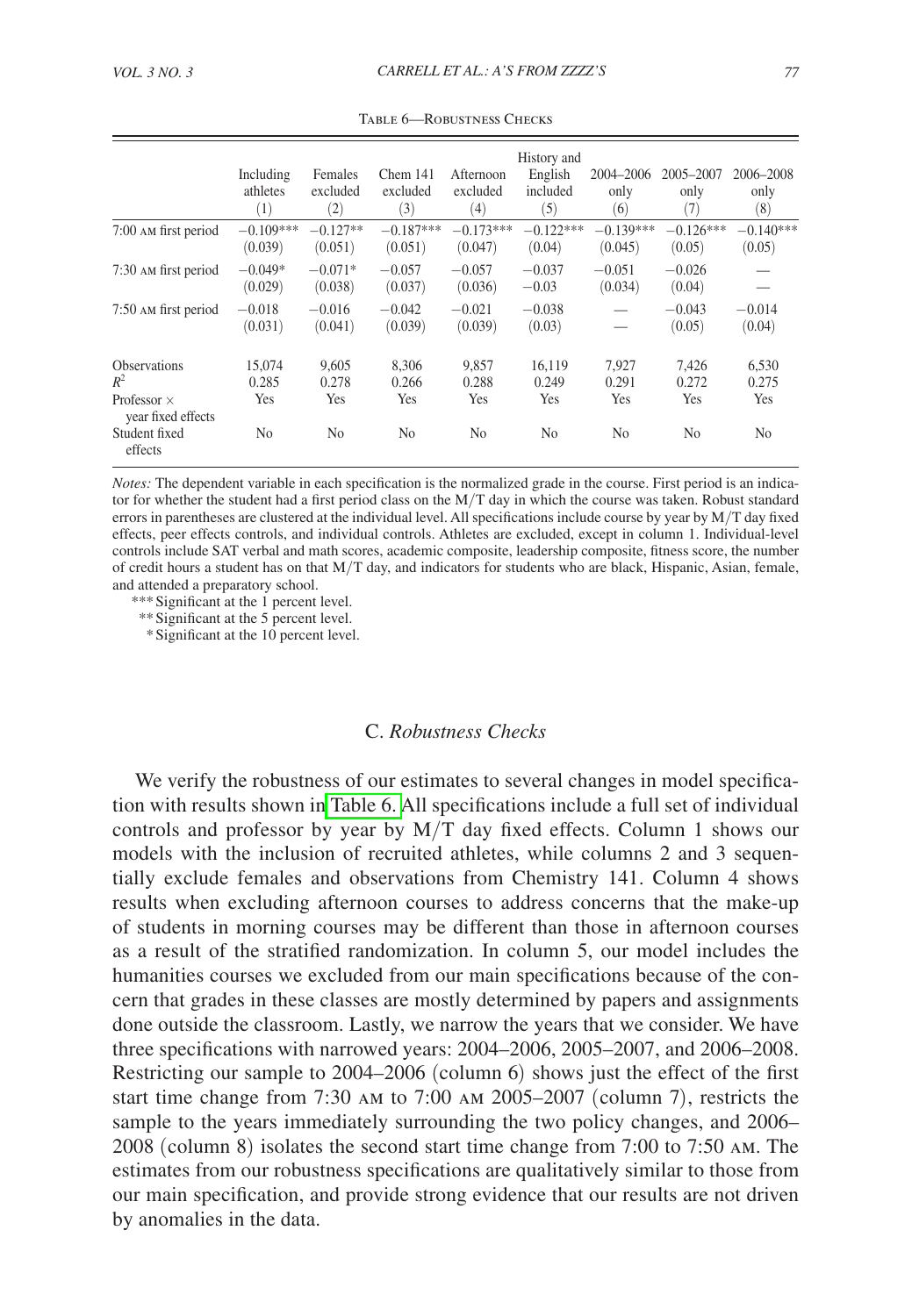Table 6—Robustness Checks

| | Including athletes (1) | Females excluded (2) | Chem 141 excluded (3) | Afternoon excluded (4) | History and English included (5) | 2004–2006 only (6) | 2005–2007 only (7) | 2006–2008 only (8) |
|---|---|---|---|---|---|---|---|---|
| 7:00 AM first period | −0.109*** | −0.127** | −0.187*** | −0.173*** | −0.122*** | −0.139*** | −0.126*** | −0.140*** |
| | (0.039) | (0.051) | (0.051) | (0.047) | (0.04) | (0.045) | (0.05) | (0.05) |
| 7:30 AM first period | −0.049* | −0.071* | −0.057 | −0.057 | −0.037 | −0.051 | −0.026 | — |
| | (0.029) | (0.038) | (0.037) | (0.036) | −0.03 | (0.034) | (0.04) | — |
| 7:50 AM first period | −0.018 | −0.016 | −0.042 | −0.021 | −0.038 | — | −0.043 | −0.014 |
| | (0.031) | (0.041) | (0.039) | (0.039) | (0.03) | — | (0.05) | (0.04) |
| Observations | 15,074 | 9,605 | 8,306 | 9,857 | 16,119 | 7,927 | 7,426 | 6,530 |
| $R^2$ | 0.285 | 0.278 | 0.266 | 0.288 | 0.249 | 0.291 | 0.272 | 0.275 |
| Professor × year fixed effects | Yes | Yes | Yes | Yes | Yes | Yes | Yes | Yes |
| Student fixed effects | No | No | No | No | No | No | No | No |

*Notes:* The dependent variable in each specification is the normalized grade in the course. First period is an indicator for whether the student had a first period class on the M/T day in which the course was taken. Robust standard errors in parentheses are clustered at the individual level. All specifications include course by year by M/T day fixed effects, peer effects controls, and individual controls. Athletes are excluded, except in column 1. Individual-level controls include SAT verbal and math scores, academic composite, leadership composite, fitness score, the number of credit hours a student has on that M/T day, and indicators for students who are black, Hispanic, Asian, female, and attended a preparatory school.

*** Significant at the 1 percent level.

** Significant at the 5 percent level.

* Significant at the 10 percent level.

### C. *Robustness Checks*

We verify the robustness of our estimates to several changes in model specification with results shown in Table 6. All specifications include a full set of individual controls and professor by year by M/T day fixed effects. Column 1 shows our models with the inclusion of recruited athletes, while columns 2 and 3 sequentially exclude females and observations from Chemistry 141. Column 4 shows results when excluding afternoon courses to address concerns that the make-up of students in morning courses may be different than those in afternoon courses as a result of the stratified randomization. In column 5, our model includes the humanities courses we excluded from our main specifications because of the concern that grades in these classes are mostly determined by papers and assignments done outside the classroom. Lastly, we narrow the years that we consider. We have three specifications with narrowed years: 2004–2006, 2005–2007, and 2006–2008. Restricting our sample to 2004–2006 (column 6) shows just the effect of the first start time change from 7:30 AM to 7:00 AM 2005–2007 (column 7), restricts the sample to the years immediately surrounding the two policy changes, and 2006–2008 (column 8) isolates the second start time change from 7:00 to 7:50 AM. The estimates from our robustness specifications are qualitatively similar to those from our main specification, and provide strong evidence that our results are not driven by anomalies in the data.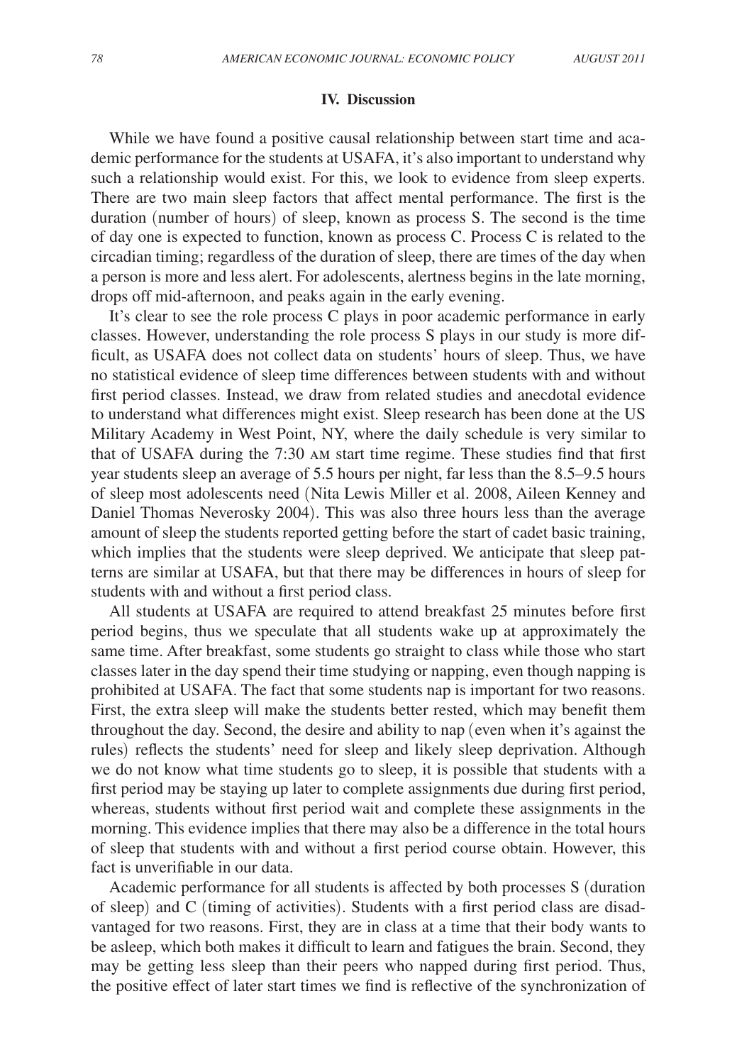## IV. Discussion

While we have found a positive causal relationship between start time and academic performance for the students at USAFA, it's also important to understand why such a relationship would exist. For this, we look to evidence from sleep experts. There are two main sleep factors that affect mental performance. The first is the duration (number of hours) of sleep, known as process S. The second is the time of day one is expected to function, known as process C. Process C is related to the circadian timing; regardless of the duration of sleep, there are times of the day when a person is more and less alert. For adolescents, alertness begins in the late morning, drops off mid-afternoon, and peaks again in the early evening.

It's clear to see the role process C plays in poor academic performance in early classes. However, understanding the role process S plays in our study is more difficult, as USAFA does not collect data on students' hours of sleep. Thus, we have no statistical evidence of sleep time differences between students with and without first period classes. Instead, we draw from related studies and anecdotal evidence to understand what differences might exist. Sleep research has been done at the US Military Academy in West Point, NY, where the daily schedule is very similar to that of USAFA during the 7:30 AM start time regime. These studies find that first year students sleep an average of 5.5 hours per night, far less than the 8.5–9.5 hours of sleep most adolescents need (Nita Lewis Miller et al. 2008, Aileen Kenney and Daniel Thomas Neverosky 2004). This was also three hours less than the average amount of sleep the students reported getting before the start of cadet basic training, which implies that the students were sleep deprived. We anticipate that sleep patterns are similar at USAFA, but that there may be differences in hours of sleep for students with and without a first period class.

All students at USAFA are required to attend breakfast 25 minutes before first period begins, thus we speculate that all students wake up at approximately the same time. After breakfast, some students go straight to class while those who start classes later in the day spend their time studying or napping, even though napping is prohibited at USAFA. The fact that some students nap is important for two reasons. First, the extra sleep will make the students better rested, which may benefit them throughout the day. Second, the desire and ability to nap (even when it's against the rules) reflects the students' need for sleep and likely sleep deprivation. Although we do not know what time students go to sleep, it is possible that students with a first period may be staying up later to complete assignments due during first period, whereas, students without first period wait and complete these assignments in the morning. This evidence implies that there may also be a difference in the total hours of sleep that students with and without a first period course obtain. However, this fact is unverifiable in our data.

Academic performance for all students is affected by both processes S (duration of sleep) and C (timing of activities). Students with a first period class are disadvantaged for two reasons. First, they are in class at a time that their body wants to be asleep, which both makes it difficult to learn and fatigues the brain. Second, they may be getting less sleep than their peers who napped during first period. Thus, the positive effect of later start times we find is reflective of the synchronization of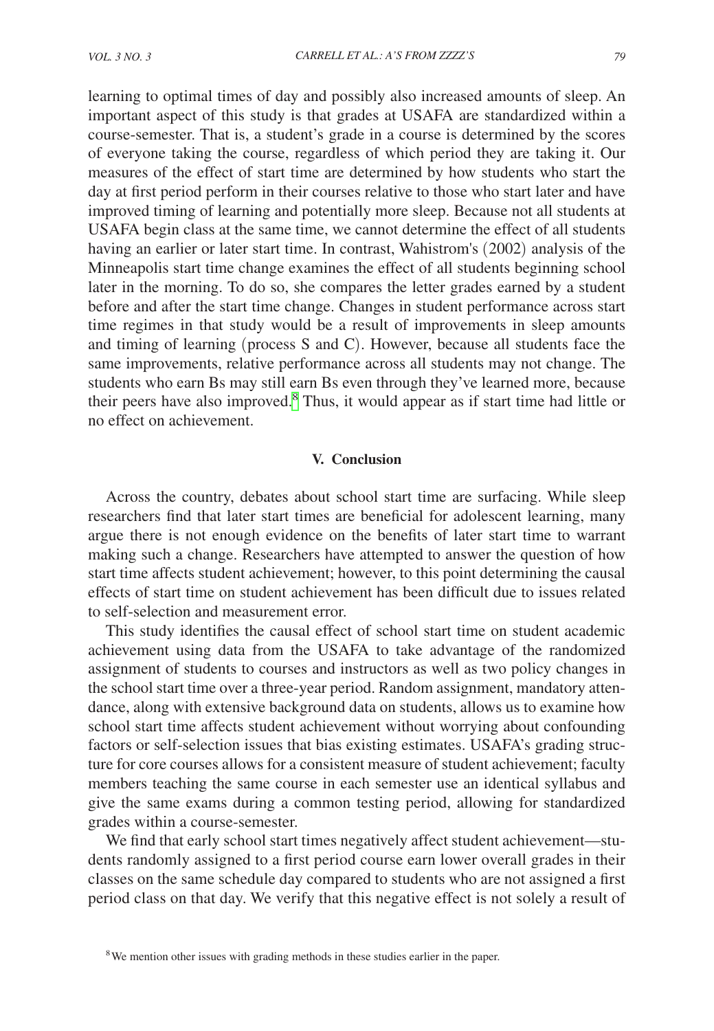learning to optimal times of day and possibly also increased amounts of sleep. An important aspect of this study is that grades at USAFA are standardized within a course-semester. That is, a student's grade in a course is determined by the scores of everyone taking the course, regardless of which period they are taking it. Our measures of the effect of start time are determined by how students who start the day at first period perform in their courses relative to those who start later and have improved timing of learning and potentially more sleep. Because not all students at USAFA begin class at the same time, we cannot determine the effect of all students having an earlier or later start time. In contrast, Wahistrom's (2002) analysis of the Minneapolis start time change examines the effect of all students beginning school later in the morning. To do so, she compares the letter grades earned by a student before and after the start time change. Changes in student performance across start time regimes in that study would be a result of improvements in sleep amounts and timing of learning (process S and C). However, because all students face the same improvements, relative performance across all students may not change. The students who earn Bs may still earn Bs even through they've learned more, because their peers have also improved.[8] Thus, it would appear as if start time had little or no effect on achievement.

## V. Conclusion

Across the country, debates about school start time are surfacing. While sleep researchers find that later start times are beneficial for adolescent learning, many argue there is not enough evidence on the benefits of later start time to warrant making such a change. Researchers have attempted to answer the question of how start time affects student achievement; however, to this point determining the causal effects of start time on student achievement has been difficult due to issues related to self-selection and measurement error.

This study identifies the causal effect of school start time on student academic achievement using data from the USAFA to take advantage of the randomized assignment of students to courses and instructors as well as two policy changes in the school start time over a three-year period. Random assignment, mandatory attendance, along with extensive background data on students, allows us to examine how school start time affects student achievement without worrying about confounding factors or self-selection issues that bias existing estimates. USAFA's grading structure for core courses allows for a consistent measure of student achievement; faculty members teaching the same course in each semester use an identical syllabus and give the same exams during a common testing period, allowing for standardized grades within a course-semester.

We find that early school start times negatively affect student achievement—students randomly assigned to a first period course earn lower overall grades in their classes on the same schedule day compared to students who are not assigned a first period class on that day. We verify that this negative effect is not solely a result of

[8] We mention other issues with grading methods in these studies earlier in the paper.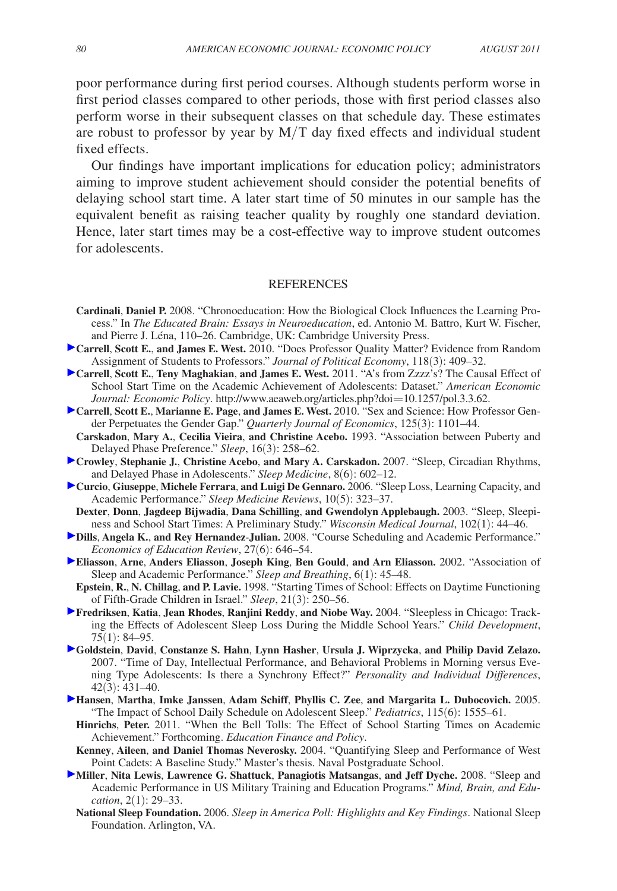poor performance during first period courses. Although students perform worse in first period classes compared to other periods, those with first period classes also perform worse in their subsequent classes on that schedule day. These estimates are robust to professor by year by M/T day fixed effects and individual student fixed effects.

Our findings have important implications for education policy; administrators aiming to improve student achievement should consider the potential benefits of delaying school start time. A later start time of 50 minutes in our sample has the equivalent benefit as raising teacher quality by roughly one standard deviation. Hence, later start times may be a cost-effective way to improve student outcomes for adolescents.

## REFERENCES

**Cardinali, Daniel P.** 2008. "Chronoeducation: How the Biological Clock Influences the Learning Process." In *The Educated Brain: Essays in Neuroeducation*, ed. Antonio M. Battro, Kurt W. Fischer, and Pierre J. Léna, 110–26. Cambridge, UK: Cambridge University Press.

**Carrell, Scott E., and James E. West.** 2010. "Does Professor Quality Matter? Evidence from Random Assignment of Students to Professors." *Journal of Political Economy*, 118(3): 409–32.

**Carrell, Scott E., Teny Maghakian, and James E. West.** 2011. "A's from Zzzz's? The Causal Effect of School Start Time on the Academic Achievement of Adolescents: Dataset." *American Economic Journal: Economic Policy*. http://www.aeaweb.org/articles.php?doi=10.1257/pol.3.3.62.

**Carrell, Scott E., Marianne E. Page, and James E. West.** 2010. "Sex and Science: How Professor Gender Perpetuates the Gender Gap." *Quarterly Journal of Economics*, 125(3): 1101–44.

**Carskadon, Mary A., Cecilia Vieira, and Christine Acebo.** 1993. "Association between Puberty and Delayed Phase Preference." *Sleep*, 16(3): 258–62.

**Crowley, Stephanie J., Christine Acebo, and Mary A. Carskadon.** 2007. "Sleep, Circadian Rhythms, and Delayed Phase in Adolescents." *Sleep Medicine*, 8(6): 602–12.

**Curcio, Giuseppe, Michele Ferrara, and Luigi De Gennaro.** 2006. "Sleep Loss, Learning Capacity, and Academic Performance." *Sleep Medicine Reviews*, 10(5): 323–37.

**Dexter, Donn, Jagdeep Bijwadia, Dana Schilling, and Gwendolyn Applebaugh.** 2003. "Sleep, Sleepiness and School Start Times: A Preliminary Study." *Wisconsin Medical Journal*, 102(1): 44–46.

**Dills, Angela K., and Rey Hernandez-Julian.** 2008. "Course Scheduling and Academic Performance." *Economics of Education Review*, 27(6): 646–54.

**Eliasson, Arne, Anders Eliasson, Joseph King, Ben Gould, and Arn Eliasson.** 2002. "Association of Sleep and Academic Performance." *Sleep and Breathing*, 6(1): 45–48.

**Epstein, R., N. Chillag, and P. Lavie.** 1998. "Starting Times of School: Effects on Daytime Functioning of Fifth-Grade Children in Israel." *Sleep*, 21(3): 250–56.

**Fredriksen, Katia, Jean Rhodes, Ranjini Reddy, and Niobe Way.** 2004. "Sleepless in Chicago: Tracking the Effects of Adolescent Sleep Loss During the Middle School Years." *Child Development*, 75(1): 84–95.

**Goldstein, David, Constanze S. Hahn, Lynn Hasher, Ursula J. Wiprzycka, and Philip David Zelazo.** 2007. "Time of Day, Intellectual Performance, and Behavioral Problems in Morning versus Evening Type Adolescents: Is there a Synchrony Effect?" *Personality and Individual Differences*, 42(3): 431–40.

**Hansen, Martha, Imke Janssen, Adam Schiff, Phyllis C. Zee, and Margarita L. Dubocovich.** 2005. "The Impact of School Daily Schedule on Adolescent Sleep." *Pediatrics*, 115(6): 1555–61.

**Hinrichs, Peter.** 2011. "When the Bell Tolls: The Effect of School Starting Times on Academic Achievement." Forthcoming. *Education Finance and Policy*.

**Kenney, Aileen, and Daniel Thomas Neverosky.** 2004. "Quantifying Sleep and Performance of West Point Cadets: A Baseline Study." Master's thesis. Naval Postgraduate School.

**Miller, Nita Lewis, Lawrence G. Shattuck, Panagiotis Matsangas, and Jeff Dyche.** 2008. "Sleep and Academic Performance in US Military Training and Education Programs." *Mind, Brain, and Education*, 2(1): 29–33.

**National Sleep Foundation.** 2006. *Sleep in America Poll: Highlights and Key Findings*. National Sleep Foundation. Arlington, VA.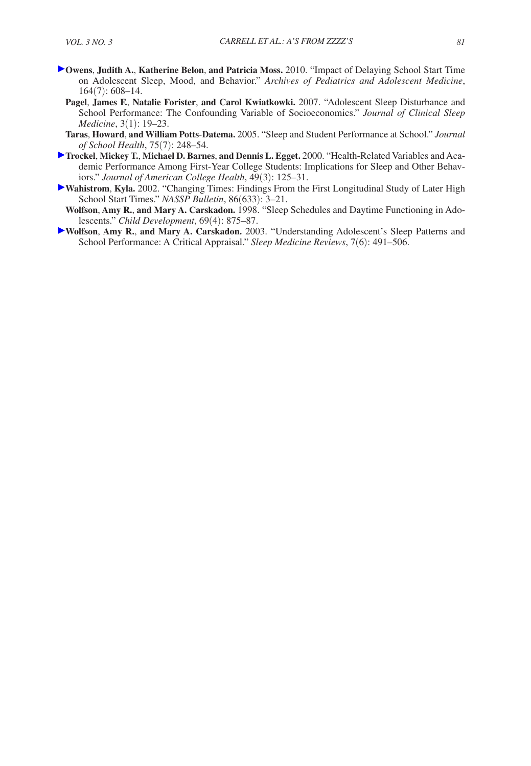**Owens, Judith A., Katherine Belon, and Patricia Moss.** 2010. "Impact of Delaying School Start Time on Adolescent Sleep, Mood, and Behavior." *Archives of Pediatrics and Adolescent Medicine*, 164(7): 608–14.

**Pagel, James F., Natalie Forister, and Carol Kwiatkowki.** 2007. "Adolescent Sleep Disturbance and School Performance: The Confounding Variable of Socioeconomics." *Journal of Clinical Sleep Medicine*, 3(1): 19–23.

**Taras, Howard, and William Potts-Datema.** 2005. "Sleep and Student Performance at School." *Journal of School Health*, 75(7): 248–54.

**Trockel, Mickey T., Michael D. Barnes, and Dennis L. Egget.** 2000. "Health-Related Variables and Academic Performance Among First-Year College Students: Implications for Sleep and Other Behaviors." *Journal of American College Health*, 49(3): 125–31.

**Wahistrom, Kyla.** 2002. "Changing Times: Findings From the First Longitudinal Study of Later High School Start Times." *NASSP Bulletin*, 86(633): 3–21.

**Wolfson, Amy R., and Mary A. Carskadon.** 1998. "Sleep Schedules and Daytime Functioning in Adolescents." *Child Development*, 69(4): 875–87.

**Wolfson, Amy R., and Mary A. Carskadon.** 2003. "Understanding Adolescent's Sleep Patterns and School Performance: A Critical Appraisal." *Sleep Medicine Reviews*, 7(6): 491–506.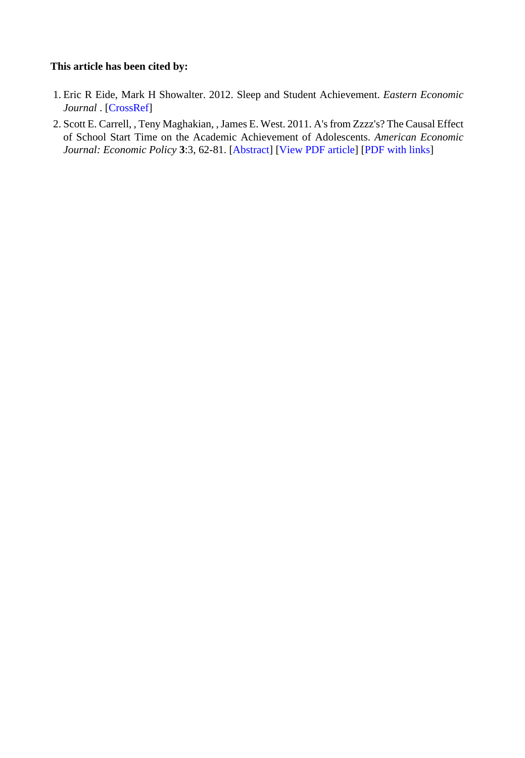**This article has been cited by:**

1. Eric R Eide, Mark H Showalter. 2012. Sleep and Student Achievement. *Eastern Economic Journal* . [CrossRef]
2. Scott E. Carrell, , Teny Maghakian, , James E. West. 2011. A's from Zzzz's? The Causal Effect of School Start Time on the Academic Achievement of Adolescents. *American Economic Journal: Economic Policy* **3**:3, 62-81. [Abstract] [View PDF article] [PDF with links]